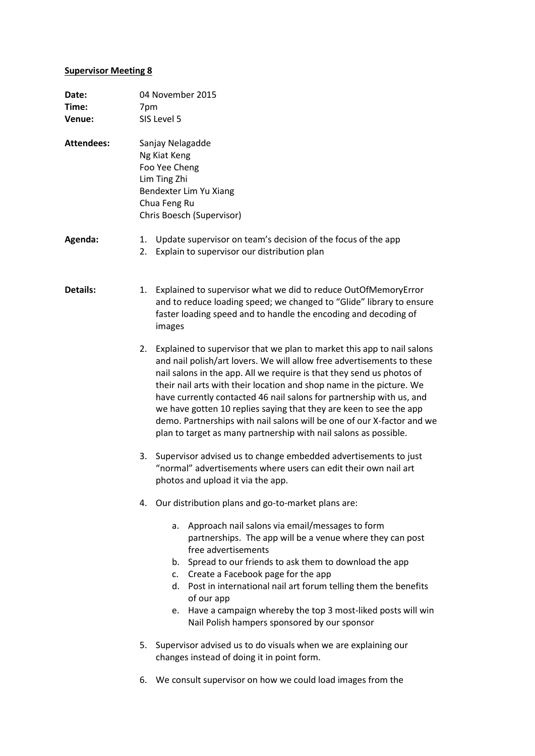**Supervisor Meeting 8**

**Date:** 04 November 2015
**Time:** 7pm
**Venue:** SIS Level 5

**Attendees:**
Sanjay Nelagadde
Ng Kiat Keng
Foo Yee Cheng
Lim Ting Zhi
Bendexter Lim Yu Xiang
Chua Feng Ru
Chris Boesch (Supervisor)

**Agenda:**

1. Update supervisor on team's decision of the focus of the app
2. Explain to supervisor our distribution plan

**Details:**

1. Explained to supervisor what we did to reduce OutOfMemoryError and to reduce loading speed; we changed to "Glide" library to ensure faster loading speed and to handle the encoding and decoding of images
2. Explained to supervisor that we plan to market this app to nail salons and nail polish/art lovers. We will allow free advertisements to these nail salons in the app. All we require is that they send us photos of their nail arts with their location and shop name in the picture. We have currently contacted 46 nail salons for partnership with us, and we have gotten 10 replies saying that they are keen to see the app demo. Partnerships with nail salons will be one of our X-factor and we plan to target as many partnership with nail salons as possible.
3. Supervisor advised us to change embedded advertisements to just "normal" advertisements where users can edit their own nail art photos and upload it via the app.
4. Our distribution plans and go-to-market plans are:
   a. Approach nail salons via email/messages to form partnerships. The app will be a venue where they can post free advertisements
   b. Spread to our friends to ask them to download the app
   c. Create a Facebook page for the app
   d. Post in international nail art forum telling them the benefits of our app
   e. Have a campaign whereby the top 3 most-liked posts will win Nail Polish hampers sponsored by our sponsor
5. Supervisor advised us to do visuals when we are explaining our changes instead of doing it in point form.
6. We consult supervisor on how we could load images from the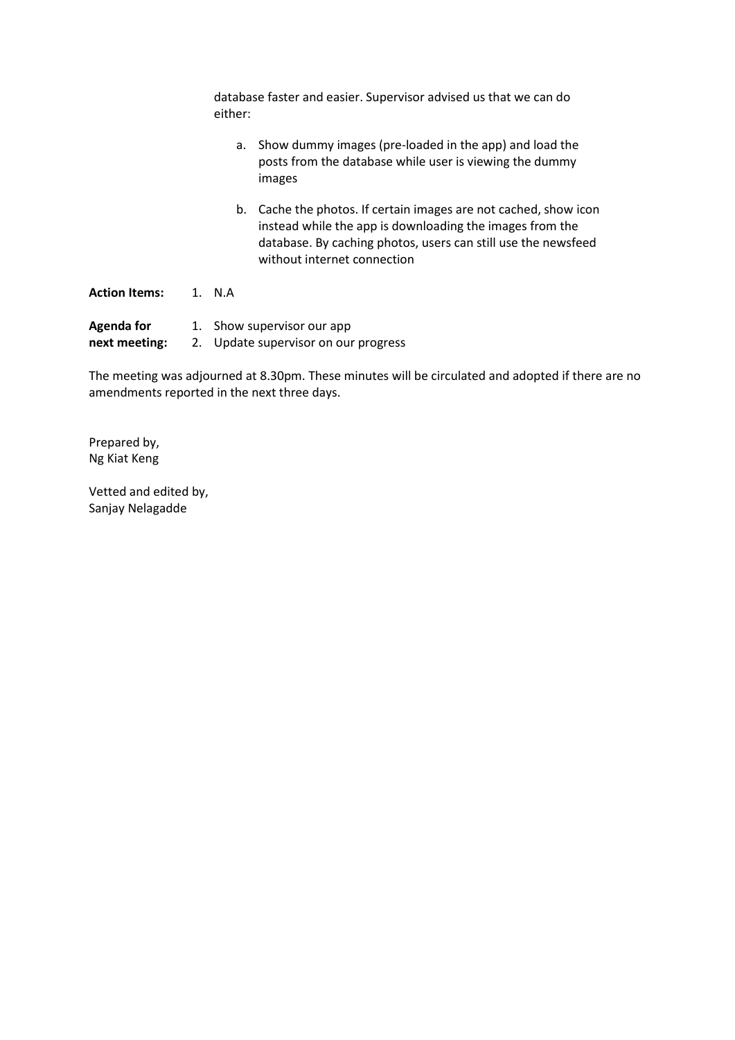database faster and easier. Supervisor advised us that we can do either:

a. Show dummy images (pre-loaded in the app) and load the posts from the database while user is viewing the dummy images

b. Cache the photos. If certain images are not cached, show icon instead while the app is downloading the images from the database. By caching photos, users can still use the newsfeed without internet connection

**Action Items:**

1. N.A

**Agenda for next meeting:**

1. Show supervisor our app
2. Update supervisor on our progress

The meeting was adjourned at 8.30pm. These minutes will be circulated and adopted if there are no amendments reported in the next three days.

Prepared by,
Ng Kiat Keng

Vetted and edited by,
Sanjay Nelagadde